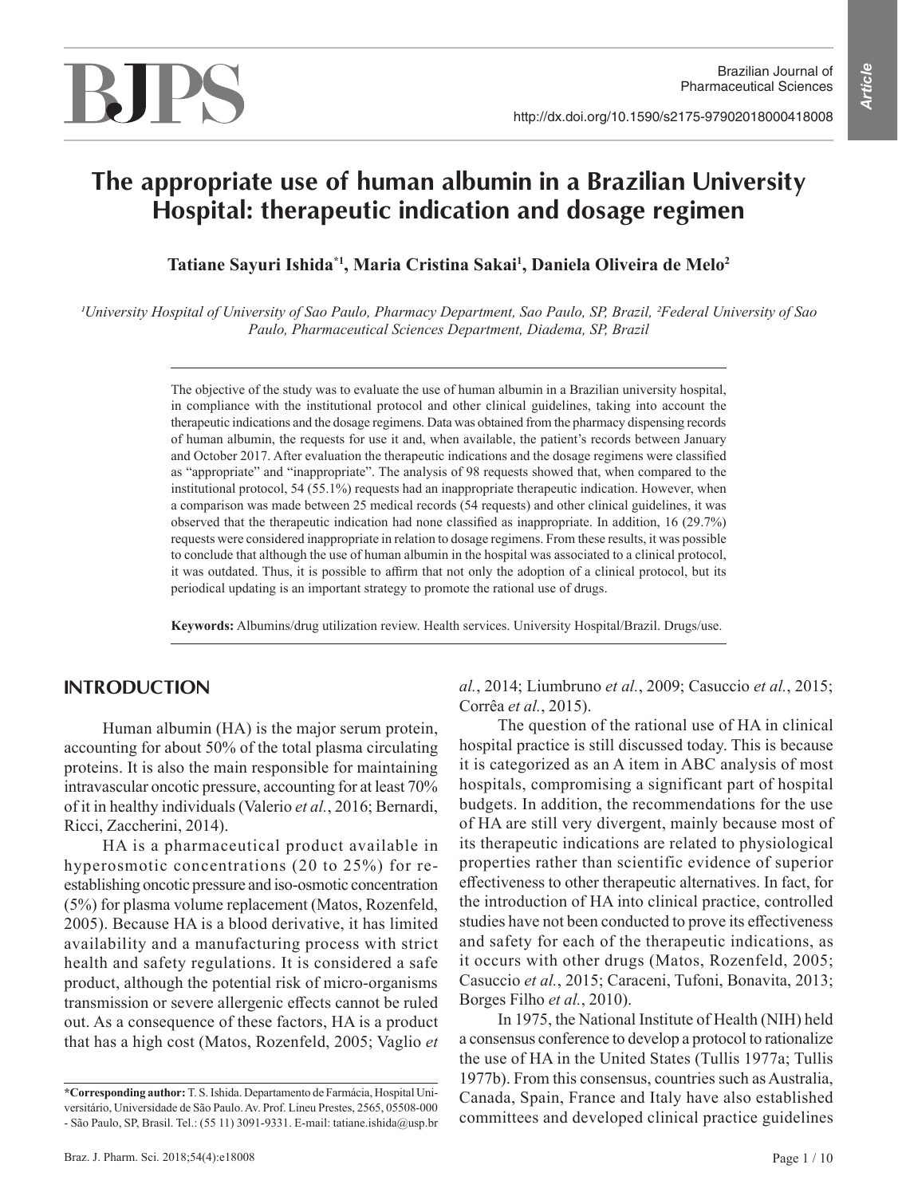# The appropriate use of human albumin in a Brazilian University Hospital: therapeutic indication and dosage regimen

**Tatiane Sayuri Ishida[*1], Maria Cristina Sakai[1], Daniela Oliveira de Melo[2]**

*[1]University Hospital of University of Sao Paulo, Pharmacy Department, Sao Paulo, SP, Brazil, [2]Federal University of Sao Paulo, Pharmaceutical Sciences Department, Diadema, SP, Brazil*

The objective of the study was to evaluate the use of human albumin in a Brazilian university hospital, in compliance with the institutional protocol and other clinical guidelines, taking into account the therapeutic indications and the dosage regimens. Data was obtained from the pharmacy dispensing records of human albumin, the requests for use it and, when available, the patient's records between January and October 2017. After evaluation the therapeutic indications and the dosage regimens were classified as "appropriate" and "inappropriate". The analysis of 98 requests showed that, when compared to the institutional protocol, 54 (55.1%) requests had an inappropriate therapeutic indication. However, when a comparison was made between 25 medical records (54 requests) and other clinical guidelines, it was observed that the therapeutic indication had none classified as inappropriate. In addition, 16 (29.7%) requests were considered inappropriate in relation to dosage regimens. From these results, it was possible to conclude that although the use of human albumin in the hospital was associated to a clinical protocol, it was outdated. Thus, it is possible to affirm that not only the adoption of a clinical protocol, but its periodical updating is an important strategy to promote the rational use of drugs.

**Keywords:** Albumins/drug utilization review. Health services. University Hospital/Brazil. Drugs/use.

## INTRODUCTION

Human albumin (HA) is the major serum protein, accounting for about 50% of the total plasma circulating proteins. It is also the main responsible for maintaining intravascular oncotic pressure, accounting for at least 70% of it in healthy individuals (Valerio *et al.*, 2016; Bernardi, Ricci, Zaccherini, 2014).

HA is a pharmaceutical product available in hyperosmotic concentrations (20 to 25%) for re-establishing oncotic pressure and iso-osmotic concentration (5%) for plasma volume replacement (Matos, Rozenfeld, 2005). Because HA is a blood derivative, it has limited availability and a manufacturing process with strict health and safety regulations. It is considered a safe product, although the potential risk of micro-organisms transmission or severe allergenic effects cannot be ruled out. As a consequence of these factors, HA is a product that has a high cost (Matos, Rozenfeld, 2005; Vaglio *et al.*, 2014; Liumbruno *et al.*, 2009; Casuccio *et al.*, 2015; Corrêa *et al.*, 2015).

The question of the rational use of HA in clinical hospital practice is still discussed today. This is because it is categorized as an A item in ABC analysis of most hospitals, compromising a significant part of hospital budgets. In addition, the recommendations for the use of HA are still very divergent, mainly because most of its therapeutic indications are related to physiological properties rather than scientific evidence of superior effectiveness to other therapeutic alternatives. In fact, for the introduction of HA into clinical practice, controlled studies have not been conducted to prove its effectiveness and safety for each of the therapeutic indications, as it occurs with other drugs (Matos, Rozenfeld, 2005; Casuccio *et al.*, 2015; Caraceni, Tufoni, Bonavita, 2013; Borges Filho *et al.*, 2010).

In 1975, the National Institute of Health (NIH) held a consensus conference to develop a protocol to rationalize the use of HA in the United States (Tullis 1977a; Tullis 1977b). From this consensus, countries such as Australia, Canada, Spain, France and Italy have also established committees and developed clinical practice guidelines

**\*Corresponding author:** T. S. Ishida. Departamento de Farmácia, Hospital Universitário, Universidade de São Paulo. Av. Prof. Lineu Prestes, 2565, 05508-000 - São Paulo, SP, Brasil. Tel.: (55 11) 3091-9331. E-mail: tatiane.ishida@usp.br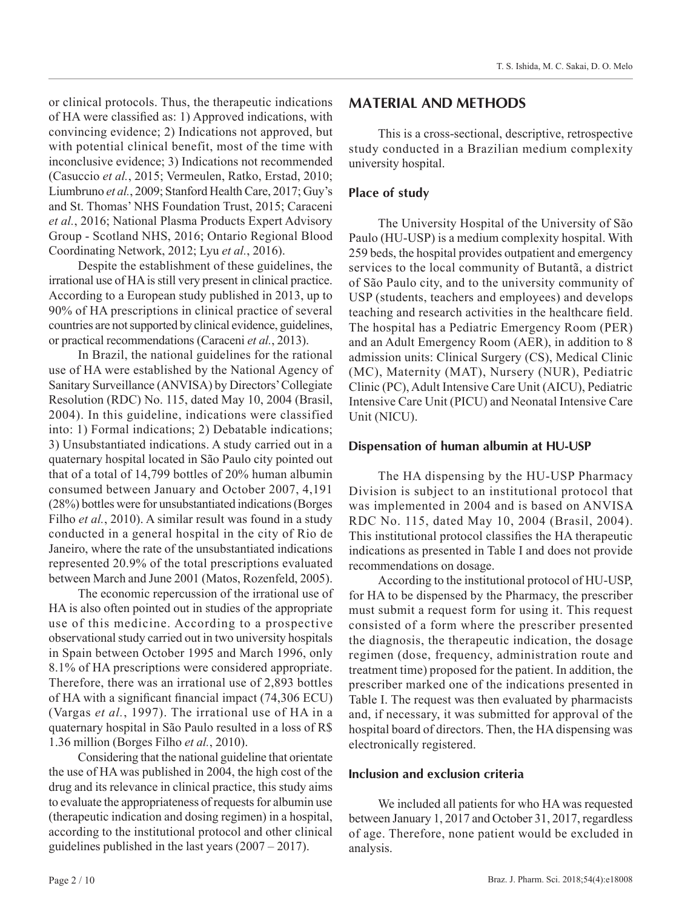or clinical protocols. Thus, the therapeutic indications of HA were classified as: 1) Approved indications, with convincing evidence; 2) Indications not approved, but with potential clinical benefit, most of the time with inconclusive evidence; 3) Indications not recommended (Casuccio *et al.*, 2015; Vermeulen, Ratko, Erstad, 2010; Liumbruno *et al.*, 2009; Stanford Health Care, 2017; Guy's and St. Thomas' NHS Foundation Trust, 2015; Caraceni *et al.*, 2016; National Plasma Products Expert Advisory Group - Scotland NHS, 2016; Ontario Regional Blood Coordinating Network, 2012; Lyu *et al.*, 2016).

Despite the establishment of these guidelines, the irrational use of HA is still very present in clinical practice. According to a European study published in 2013, up to 90% of HA prescriptions in clinical practice of several countries are not supported by clinical evidence, guidelines, or practical recommendations (Caraceni *et al.*, 2013).

In Brazil, the national guidelines for the rational use of HA were established by the National Agency of Sanitary Surveillance (ANVISA) by Directors' Collegiate Resolution (RDC) No. 115, dated May 10, 2004 (Brasil, 2004). In this guideline, indications were classified into: 1) Formal indications; 2) Debatable indications; 3) Unsubstantiated indications. A study carried out in a quaternary hospital located in São Paulo city pointed out that of a total of 14,799 bottles of 20% human albumin consumed between January and October 2007, 4,191 (28%) bottles were for unsubstantiated indications (Borges Filho *et al.*, 2010). A similar result was found in a study conducted in a general hospital in the city of Rio de Janeiro, where the rate of the unsubstantiated indications represented 20.9% of the total prescriptions evaluated between March and June 2001 (Matos, Rozenfeld, 2005).

The economic repercussion of the irrational use of HA is also often pointed out in studies of the appropriate use of this medicine. According to a prospective observational study carried out in two university hospitals in Spain between October 1995 and March 1996, only 8.1% of HA prescriptions were considered appropriate. Therefore, there was an irrational use of 2,893 bottles of HA with a significant financial impact (74,306 ECU) (Vargas *et al.*, 1997). The irrational use of HA in a quaternary hospital in São Paulo resulted in a loss of R$ 1.36 million (Borges Filho *et al.*, 2010).

Considering that the national guideline that orientate the use of HA was published in 2004, the high cost of the drug and its relevance in clinical practice, this study aims to evaluate the appropriateness of requests for albumin use (therapeutic indication and dosing regimen) in a hospital, according to the institutional protocol and other clinical guidelines published in the last years (2007 – 2017).

## MATERIAL AND METHODS

This is a cross-sectional, descriptive, retrospective study conducted in a Brazilian medium complexity university hospital.

### Place of study

The University Hospital of the University of São Paulo (HU-USP) is a medium complexity hospital. With 259 beds, the hospital provides outpatient and emergency services to the local community of Butantã, a district of São Paulo city, and to the university community of USP (students, teachers and employees) and develops teaching and research activities in the healthcare field. The hospital has a Pediatric Emergency Room (PER) and an Adult Emergency Room (AER), in addition to 8 admission units: Clinical Surgery (CS), Medical Clinic (MC), Maternity (MAT), Nursery (NUR), Pediatric Clinic (PC), Adult Intensive Care Unit (AICU), Pediatric Intensive Care Unit (PICU) and Neonatal Intensive Care Unit (NICU).

### Dispensation of human albumin at HU-USP

The HA dispensing by the HU-USP Pharmacy Division is subject to an institutional protocol that was implemented in 2004 and is based on ANVISA RDC No. 115, dated May 10, 2004 (Brasil, 2004). This institutional protocol classifies the HA therapeutic indications as presented in Table I and does not provide recommendations on dosage.

According to the institutional protocol of HU-USP, for HA to be dispensed by the Pharmacy, the prescriber must submit a request form for using it. This request consisted of a form where the prescriber presented the diagnosis, the therapeutic indication, the dosage regimen (dose, frequency, administration route and treatment time) proposed for the patient. In addition, the prescriber marked one of the indications presented in Table I. The request was then evaluated by pharmacists and, if necessary, it was submitted for approval of the hospital board of directors. Then, the HA dispensing was electronically registered.

### Inclusion and exclusion criteria

We included all patients for who HA was requested between January 1, 2017 and October 31, 2017, regardless of age. Therefore, none patient would be excluded in analysis.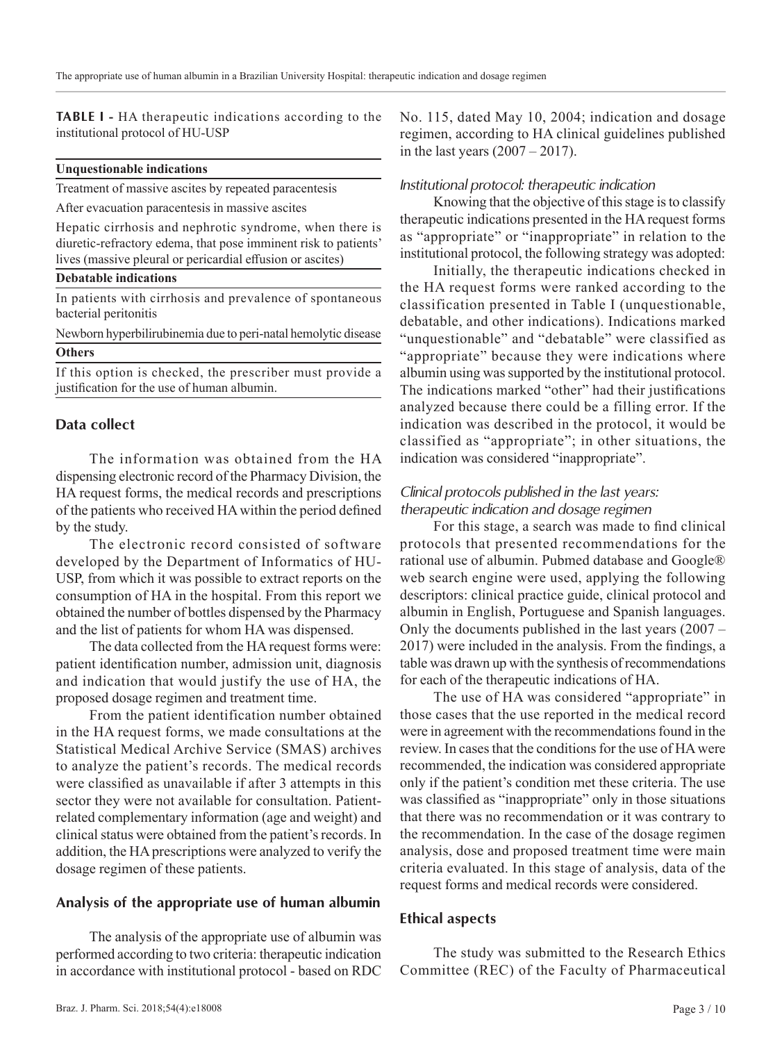**TABLE I -** HA therapeutic indications according to the institutional protocol of HU-USP

| |
|---|
| **Unquestionable indications** |
| Treatment of massive ascites by repeated paracentesis |
| After evacuation paracentesis in massive ascites |
| Hepatic cirrhosis and nephrotic syndrome, when there is diuretic-refractory edema, that pose imminent risk to patients' lives (massive pleural or pericardial effusion or ascites) |
| **Debatable indications** |
| In patients with cirrhosis and prevalence of spontaneous bacterial peritonitis |
| Newborn hyperbilirubinemia due to peri-natal hemolytic disease |
| **Others** |
| If this option is checked, the prescriber must provide a justification for the use of human albumin. |

## Data collect

The information was obtained from the HA dispensing electronic record of the Pharmacy Division, the HA request forms, the medical records and prescriptions of the patients who received HA within the period defined by the study.

The electronic record consisted of software developed by the Department of Informatics of HU-USP, from which it was possible to extract reports on the consumption of HA in the hospital. From this report we obtained the number of bottles dispensed by the Pharmacy and the list of patients for whom HA was dispensed.

The data collected from the HA request forms were: patient identification number, admission unit, diagnosis and indication that would justify the use of HA, the proposed dosage regimen and treatment time.

From the patient identification number obtained in the HA request forms, we made consultations at the Statistical Medical Archive Service (SMAS) archives to analyze the patient's records. The medical records were classified as unavailable if after 3 attempts in this sector they were not available for consultation. Patient-related complementary information (age and weight) and clinical status were obtained from the patient's records. In addition, the HA prescriptions were analyzed to verify the dosage regimen of these patients.

## Analysis of the appropriate use of human albumin

The analysis of the appropriate use of albumin was performed according to two criteria: therapeutic indication in accordance with institutional protocol - based on RDC No. 115, dated May 10, 2004; indication and dosage regimen, according to HA clinical guidelines published in the last years (2007 – 2017).

### *Institutional protocol: therapeutic indication*

Knowing that the objective of this stage is to classify therapeutic indications presented in the HA request forms as "appropriate" or "inappropriate" in relation to the institutional protocol, the following strategy was adopted:

Initially, the therapeutic indications checked in the HA request forms were ranked according to the classification presented in Table I (unquestionable, debatable, and other indications). Indications marked "unquestionable" and "debatable" were classified as "appropriate" because they were indications where albumin using was supported by the institutional protocol. The indications marked "other" had their justifications analyzed because there could be a filling error. If the indication was described in the protocol, it would be classified as "appropriate"; in other situations, the indication was considered "inappropriate".

### *Clinical protocols published in the last years: therapeutic indication and dosage regimen*

For this stage, a search was made to find clinical protocols that presented recommendations for the rational use of albumin. Pubmed database and Google® web search engine were used, applying the following descriptors: clinical practice guide, clinical protocol and albumin in English, Portuguese and Spanish languages. Only the documents published in the last years (2007 – 2017) were included in the analysis. From the findings, a table was drawn up with the synthesis of recommendations for each of the therapeutic indications of HA.

The use of HA was considered "appropriate" in those cases that the use reported in the medical record were in agreement with the recommendations found in the review. In cases that the conditions for the use of HA were recommended, the indication was considered appropriate only if the patient's condition met these criteria. The use was classified as "inappropriate" only in those situations that there was no recommendation or it was contrary to the recommendation. In the case of the dosage regimen analysis, dose and proposed treatment time were main criteria evaluated. In this stage of analysis, data of the request forms and medical records were considered.

## Ethical aspects

The study was submitted to the Research Ethics Committee (REC) of the Faculty of Pharmaceutical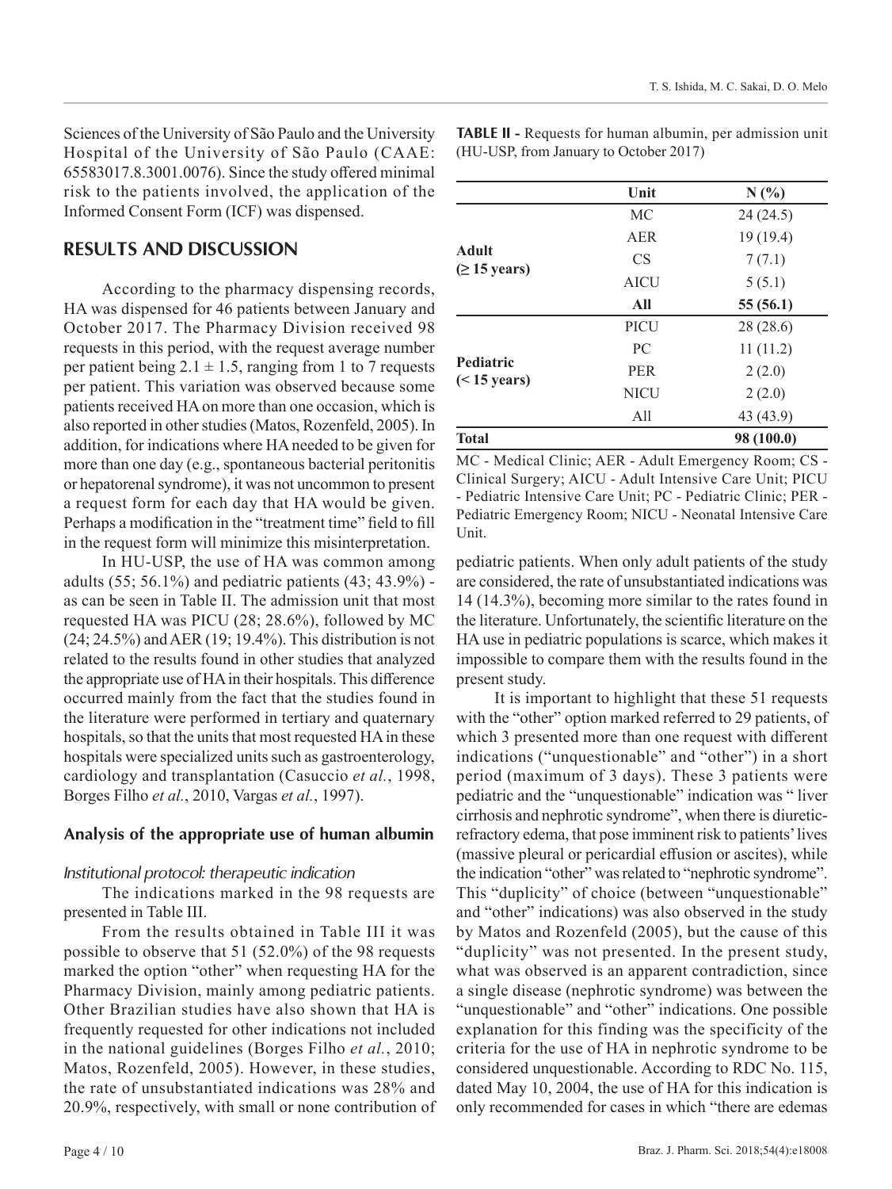Sciences of the University of São Paulo and the University Hospital of the University of São Paulo (CAAE: 65583017.8.3001.0076). Since the study offered minimal risk to the patients involved, the application of the Informed Consent Form (ICF) was dispensed.

## RESULTS AND DISCUSSION

According to the pharmacy dispensing records, HA was dispensed for 46 patients between January and October 2017. The Pharmacy Division received 98 requests in this period, with the request average number per patient being $2.1 \pm 1.5$, ranging from 1 to 7 requests per patient. This variation was observed because some patients received HA on more than one occasion, which is also reported in other studies (Matos, Rozenfeld, 2005). In addition, for indications where HA needed to be given for more than one day (e.g., spontaneous bacterial peritonitis or hepatorenal syndrome), it was not uncommon to present a request form for each day that HA would be given. Perhaps a modification in the "treatment time" field to fill in the request form will minimize this misinterpretation.

In HU-USP, the use of HA was common among adults (55; 56.1%) and pediatric patients (43; 43.9%) - as can be seen in Table II. The admission unit that most requested HA was PICU (28; 28.6%), followed by MC (24; 24.5%) and AER (19; 19.4%). This distribution is not related to the results found in other studies that analyzed the appropriate use of HA in their hospitals. This difference occurred mainly from the fact that the studies found in the literature were performed in tertiary and quaternary hospitals, so that the units that most requested HA in these hospitals were specialized units such as gastroenterology, cardiology and transplantation (Casuccio *et al.*, 1998, Borges Filho *et al.*, 2010, Vargas *et al.*, 1997).

**TABLE II -** Requests for human albumin, per admission unit (HU-USP, from January to October 2017)

| | Unit | N (%) |
|---|---|---|
| **Adult (≥ 15 years)** | MC | 24 (24.5) |
| | AER | 19 (19.4) |
| | CS | 7 (7.1) |
| | AICU | 5 (5.1) |
| | **All** | **55 (56.1)** |
| **Pediatric (< 15 years)** | PICU | 28 (28.6) |
| | PC | 11 (11.2) |
| | PER | 2 (2.0) |
| | NICU | 2 (2.0) |
| | All | 43 (43.9) |
| **Total** | | **98 (100.0)** |

MC - Medical Clinic; AER - Adult Emergency Room; CS - Clinical Surgery; AICU - Adult Intensive Care Unit; PICU - Pediatric Intensive Care Unit; PC - Pediatric Clinic; PER - Pediatric Emergency Room; NICU - Neonatal Intensive Care Unit.

### Analysis of the appropriate use of human albumin

#### *Institutional protocol: therapeutic indication*

The indications marked in the 98 requests are presented in Table III.

From the results obtained in Table III it was possible to observe that 51 (52.0%) of the 98 requests marked the option "other" when requesting HA for the Pharmacy Division, mainly among pediatric patients. Other Brazilian studies have also shown that HA is frequently requested for other indications not included in the national guidelines (Borges Filho *et al.*, 2010; Matos, Rozenfeld, 2005). However, in these studies, the rate of unsubstantiated indications was 28% and 20.9%, respectively, with small or none contribution of pediatric patients. When only adult patients of the study are considered, the rate of unsubstantiated indications was 14 (14.3%), becoming more similar to the rates found in the literature. Unfortunately, the scientific literature on the HA use in pediatric populations is scarce, which makes it impossible to compare them with the results found in the present study.

It is important to highlight that these 51 requests with the "other" option marked referred to 29 patients, of which 3 presented more than one request with different indications ("unquestionable" and "other") in a short period (maximum of 3 days). These 3 patients were pediatric and the "unquestionable" indication was " liver cirrhosis and nephrotic syndrome", when there is diuretic-refractory edema, that pose imminent risk to patients' lives (massive pleural or pericardial effusion or ascites), while the indication "other" was related to "nephrotic syndrome". This "duplicity" of choice (between "unquestionable" and "other" indications) was also observed in the study by Matos and Rozenfeld (2005), but the cause of this "duplicity" was not presented. In the present study, what was observed is an apparent contradiction, since a single disease (nephrotic syndrome) was between the "unquestionable" and "other" indications. One possible explanation for this finding was the specificity of the criteria for the use of HA in nephrotic syndrome to be considered unquestionable. According to RDC No. 115, dated May 10, 2004, the use of HA for this indication is only recommended for cases in which "there are edemas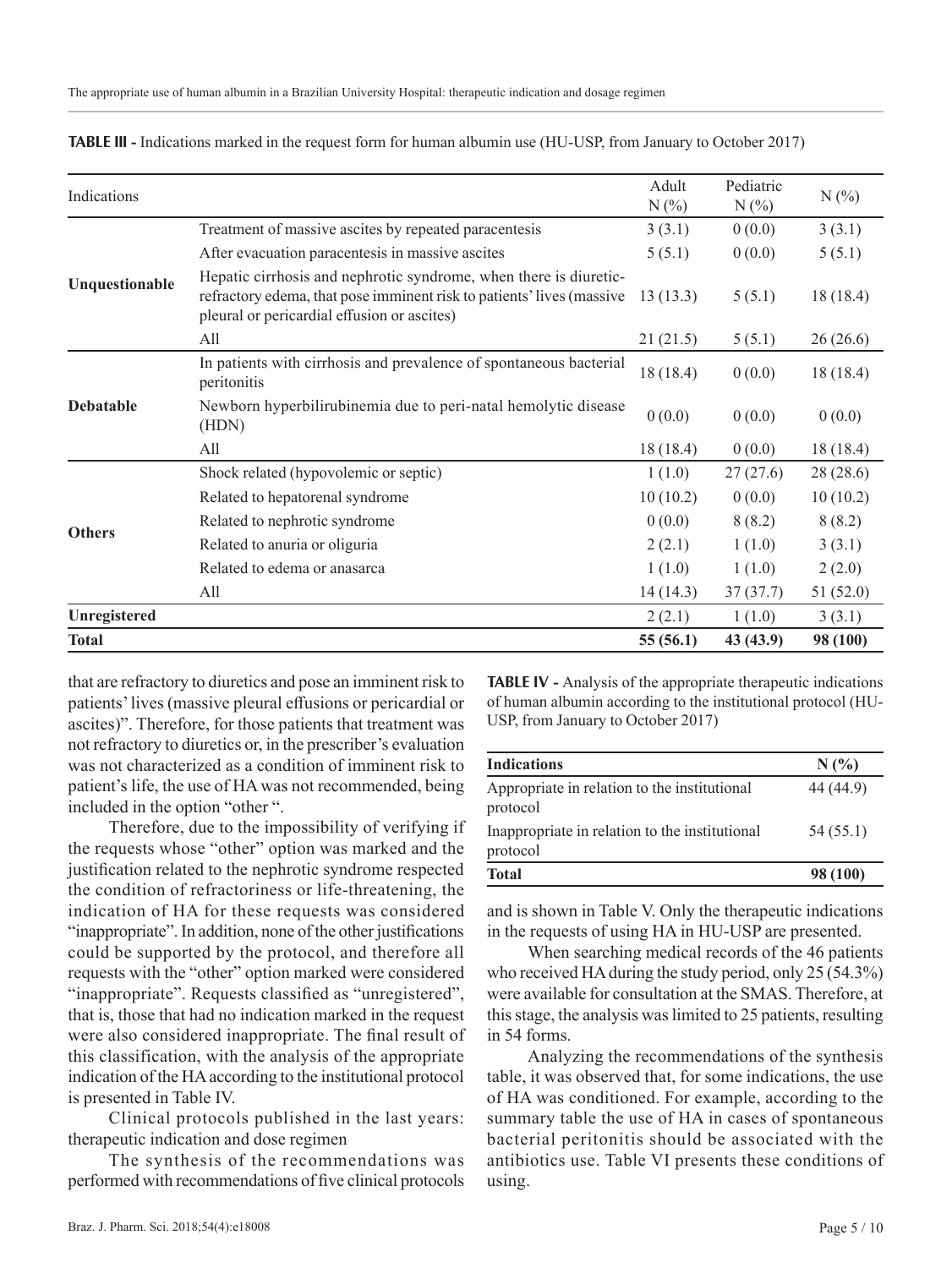**TABLE III -** Indications marked in the request form for human albumin use (HU-USP, from January to October 2017)

| Indications | | Adult N (%) | Pediatric N (%) | N (%) |
|---|---|---|---|---|
| **Unquestionable** | Treatment of massive ascites by repeated paracentesis | 3 (3.1) | 0 (0.0) | 3 (3.1) |
| | After evacuation paracentesis in massive ascites | 5 (5.1) | 0 (0.0) | 5 (5.1) |
| | Hepatic cirrhosis and nephrotic syndrome, when there is diuretic-refractory edema, that pose imminent risk to patients' lives (massive pleural or pericardial effusion or ascites) | 13 (13.3) | 5 (5.1) | 18 (18.4) |
| | All | 21 (21.5) | 5 (5.1) | 26 (26.6) |
| **Debatable** | In patients with cirrhosis and prevalence of spontaneous bacterial peritonitis | 18 (18.4) | 0 (0.0) | 18 (18.4) |
| | Newborn hyperbilirubinemia due to peri-natal hemolytic disease (HDN) | 0 (0.0) | 0 (0.0) | 0 (0.0) |
| | All | 18 (18.4) | 0 (0.0) | 18 (18.4) |
| **Others** | Shock related (hypovolemic or septic) | 1 (1.0) | 27 (27.6) | 28 (28.6) |
| | Related to hepatorenal syndrome | 10 (10.2) | 0 (0.0) | 10 (10.2) |
| | Related to nephrotic syndrome | 0 (0.0) | 8 (8.2) | 8 (8.2) |
| | Related to anuria or oliguria | 2 (2.1) | 1 (1.0) | 3 (3.1) |
| | Related to edema or anasarca | 1 (1.0) | 1 (1.0) | 2 (2.0) |
| | All | 14 (14.3) | 37 (37.7) | 51 (52.0) |
| **Unregistered** | | 2 (2.1) | 1 (1.0) | 3 (3.1) |
| **Total** | | **55 (56.1)** | **43 (43.9)** | **98 (100)** |

that are refractory to diuretics and pose an imminent risk to patients' lives (massive pleural effusions or pericardial or ascites)". Therefore, for those patients that treatment was not refractory to diuretics or, in the prescriber's evaluation was not characterized as a condition of imminent risk to patient's life, the use of HA was not recommended, being included in the option "other ".

Therefore, due to the impossibility of verifying if the requests whose "other" option was marked and the justification related to the nephrotic syndrome respected the condition of refractoriness or life-threatening, the indication of HA for these requests was considered "inappropriate". In addition, none of the other justifications could be supported by the protocol, and therefore all requests with the "other" option marked were considered "inappropriate". Requests classified as "unregistered", that is, those that had no indication marked in the request were also considered inappropriate. The final result of this classification, with the analysis of the appropriate indication of the HA according to the institutional protocol is presented in Table IV.

Clinical protocols published in the last years: therapeutic indication and dose regimen

The synthesis of the recommendations was performed with recommendations of five clinical protocols and is shown in Table V. Only the therapeutic indications in the requests of using HA in HU-USP are presented.

**TABLE IV -** Analysis of the appropriate therapeutic indications of human albumin according to the institutional protocol (HU-USP, from January to October 2017)

| **Indications** | **N (%)** |
|---|---|
| Appropriate in relation to the institutional protocol | 44 (44.9) |
| Inappropriate in relation to the institutional protocol | 54 (55.1) |
| **Total** | **98 (100)** |

When searching medical records of the 46 patients who received HA during the study period, only 25 (54.3%) were available for consultation at the SMAS. Therefore, at this stage, the analysis was limited to 25 patients, resulting in 54 forms.

Analyzing the recommendations of the synthesis table, it was observed that, for some indications, the use of HA was conditioned. For example, according to the summary table the use of HA in cases of spontaneous bacterial peritonitis should be associated with the antibiotics use. Table VI presents these conditions of using.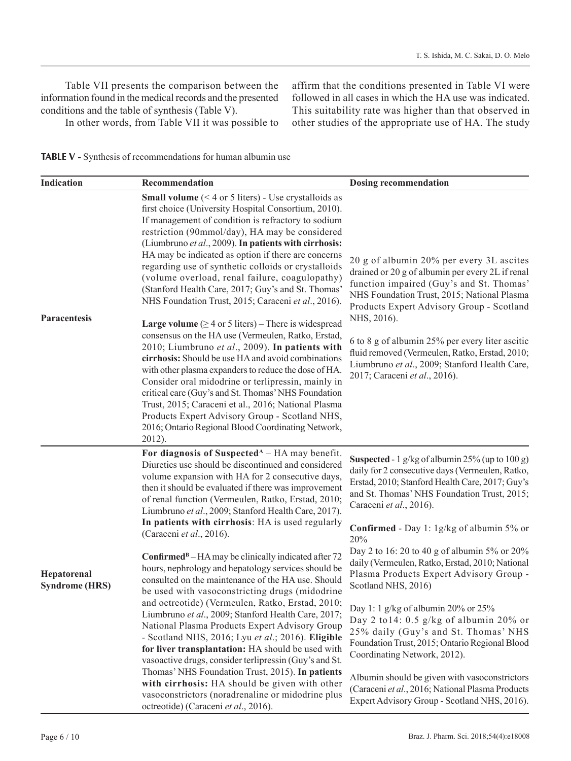Table VII presents the comparison between the information found in the medical records and the presented conditions and the table of synthesis (Table V).

In other words, from Table VII it was possible to affirm that the conditions presented in Table VI were followed in all cases in which the HA use was indicated. This suitability rate was higher than that observed in other studies of the appropriate use of HA. The study

**TABLE V -** Synthesis of recommendations for human albumin use

| Indication | Recommendation | Dosing recommendation |
|---|---|---|
| **Paracentesis** | **Small volume** (< 4 or 5 liters) - Use crystalloids as first choice (University Hospital Consortium, 2010). If management of condition is refractory to sodium restriction (90mmol/day), HA may be considered (Liumbruno *et al*., 2009). **In patients with cirrhosis:** HA may be indicated as option if there are concerns regarding use of synthetic colloids or crystalloids (volume overload, renal failure, coagulopathy) (Stanford Health Care, 2017; Guy's and St. Thomas' NHS Foundation Trust, 2015; Caraceni *et al*., 2016).<br><br>**Large volume** (≥ 4 or 5 liters) – There is widespread consensus on the HA use (Vermeulen, Ratko, Erstad, 2010; Liumbruno *et al*., 2009). **In patients with cirrhosis:** Should be use HA and avoid combinations with other plasma expanders to reduce the dose of HA. Consider oral midodrine or terlipressin, mainly in critical care (Guy's and St. Thomas' NHS Foundation Trust, 2015; Caraceni et al., 2016; National Plasma Products Expert Advisory Group - Scotland NHS, 2016; Ontario Regional Blood Coordinating Network, 2012). | 20 g of albumin 20% per every 3L ascites drained or 20 g of albumin per every 2L if renal function impaired (Guy's and St. Thomas' NHS Foundation Trust, 2015; National Plasma Products Expert Advisory Group - Scotland NHS, 2016).<br><br>6 to 8 g of albumin 25% per every liter ascitic fluid removed (Vermeulen, Ratko, Erstad, 2010; Liumbruno *et al*., 2009; Stanford Health Care, 2017; Caraceni *et al*., 2016). |
| **Hepatorenal Syndrome (HRS)** | **For diagnosis of Suspected[A]** – HA may benefit. Diuretics use should be discontinued and considered volume expansion with HA for 2 consecutive days, then it should be evaluated if there was improvement of renal function (Vermeulen, Ratko, Erstad, 2010; Liumbruno *et al*., 2009; Stanford Health Care, 2017). **In patients with cirrhosis**: HA is used regularly (Caraceni *et al*., 2016).<br><br>**Confirmed[B]** – HA may be clinically indicated after 72 hours, nephrology and hepatology services should be consulted on the maintenance of the HA use. Should be used with vasoconstricting drugs (midodrine and octreotide) (Vermeulen, Ratko, Erstad, 2010; Liumbruno *et al*., 2009; Stanford Health Care, 2017; National Plasma Products Expert Advisory Group - Scotland NHS, 2016; Lyu *et al*.; 2016). **Eligible for liver transplantation:** HA should be used with vasoactive drugs, consider terlipressin (Guy's and St. Thomas' NHS Foundation Trust, 2015). **In patients with cirrhosis:** HA should be given with other vasoconstrictors (noradrenaline or midodrine plus octreotide) (Caraceni *et al*., 2016). | **Suspected** - 1 g/kg of albumin 25% (up to 100 g) daily for 2 consecutive days (Vermeulen, Ratko, Erstad, 2010; Stanford Health Care, 2017; Guy's and St. Thomas' NHS Foundation Trust, 2015; Caraceni *et al*., 2016).<br><br>**Confirmed** - Day 1: 1g/kg of albumin 5% or 20%<br>Day 2 to 16: 20 to 40 g of albumin 5% or 20% daily (Vermeulen, Ratko, Erstad, 2010; National Plasma Products Expert Advisory Group - Scotland NHS, 2016)<br><br>Day 1: 1 g/kg of albumin 20% or 25%<br>Day 2 to14: 0.5 g/kg of albumin 20% or 25% daily (Guy's and St. Thomas' NHS Foundation Trust, 2015; Ontario Regional Blood Coordinating Network, 2012).<br><br>Albumin should be given with vasoconstrictors (Caraceni *et al*., 2016; National Plasma Products Expert Advisory Group - Scotland NHS, 2016). |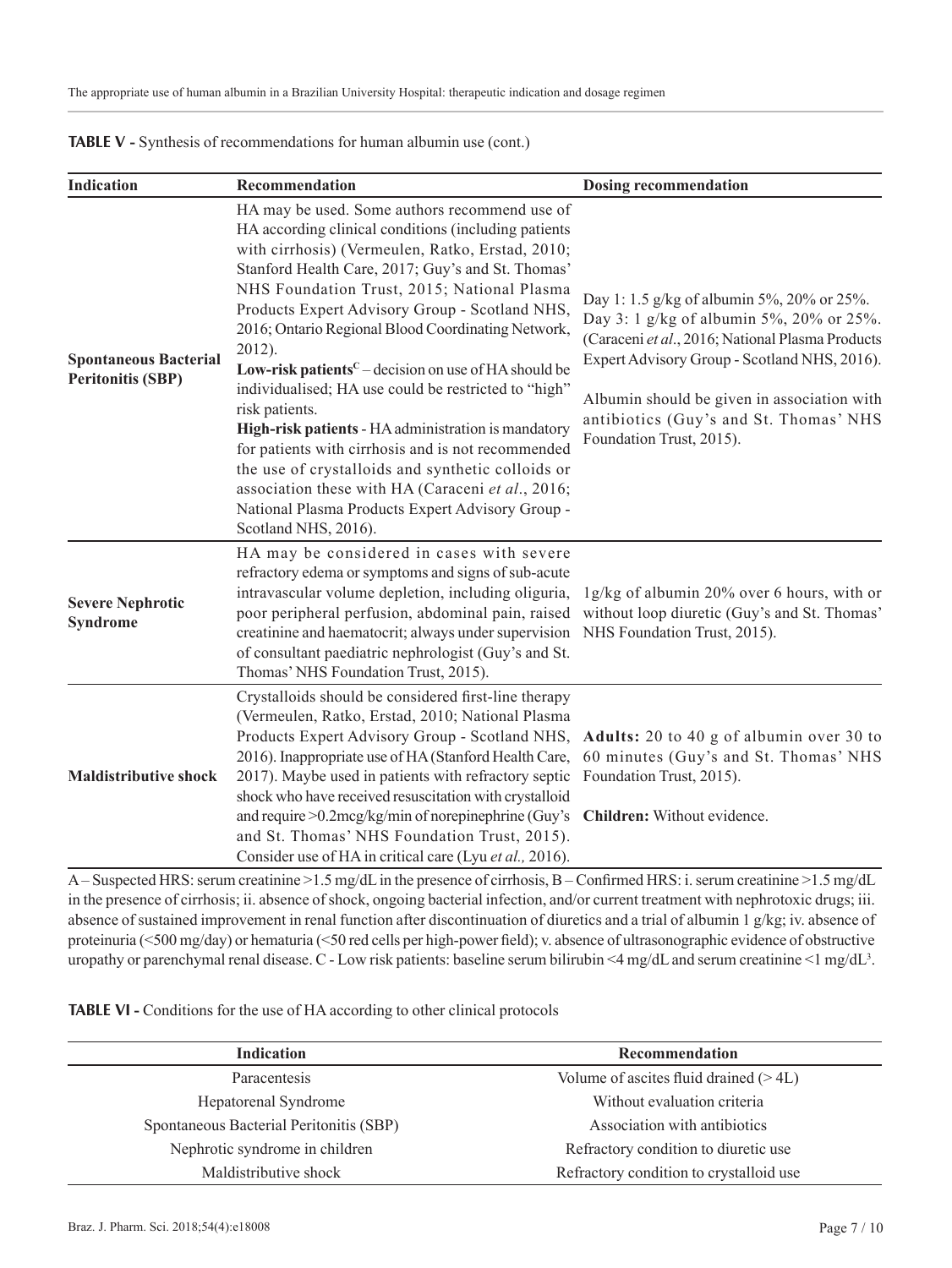**TABLE V -** Synthesis of recommendations for human albumin use (cont.)

| Indication | Recommendation | Dosing recommendation |
|---|---|---|
| **Spontaneous Bacterial Peritonitis (SBP)** | HA may be used. Some authors recommend use of HA according clinical conditions (including patients with cirrhosis) (Vermeulen, Ratko, Erstad, 2010; Stanford Health Care, 2017; Guy's and St. Thomas' NHS Foundation Trust, 2015; National Plasma Products Expert Advisory Group - Scotland NHS, 2016; Ontario Regional Blood Coordinating Network, 2012). **Low-risk patients**[C] – decision on use of HA should be individualised; HA use could be restricted to "high" risk patients. **High-risk patients** - HA administration is mandatory for patients with cirrhosis and is not recommended the use of crystalloids and synthetic colloids or association these with HA (Caraceni *et al*., 2016; National Plasma Products Expert Advisory Group - Scotland NHS, 2016). | Day 1: 1.5 g/kg of albumin 5%, 20% or 25%. Day 3: 1 g/kg of albumin 5%, 20% or 25%. (Caraceni *et al*., 2016; National Plasma Products Expert Advisory Group - Scotland NHS, 2016). Albumin should be given in association with antibiotics (Guy's and St. Thomas' NHS Foundation Trust, 2015). |
| **Severe Nephrotic Syndrome** | HA may be considered in cases with severe refractory edema or symptoms and signs of sub-acute intravascular volume depletion, including oliguria, poor peripheral perfusion, abdominal pain, raised creatinine and haematocrit; always under supervision of consultant paediatric nephrologist (Guy's and St. Thomas' NHS Foundation Trust, 2015). | 1g/kg of albumin 20% over 6 hours, with or without loop diuretic (Guy's and St. Thomas' NHS Foundation Trust, 2015). |
| **Maldistributive shock** | Crystalloids should be considered first-line therapy (Vermeulen, Ratko, Erstad, 2010; National Plasma Products Expert Advisory Group - Scotland NHS, 2016). Inappropriate use of HA (Stanford Health Care, 2017). Maybe used in patients with refractory septic shock who have received resuscitation with crystalloid and require >0.2mcg/kg/min of norepinephrine (Guy's and St. Thomas' NHS Foundation Trust, 2015). Consider use of HA in critical care (Lyu *et al.,* 2016). | **Adults:** 20 to 40 g of albumin over 30 to 60 minutes (Guy's and St. Thomas' NHS Foundation Trust, 2015). **Children:** Without evidence. |

A – Suspected HRS: serum creatinine >1.5 mg/dL in the presence of cirrhosis, B – Confirmed HRS: i. serum creatinine >1.5 mg/dL in the presence of cirrhosis; ii. absence of shock, ongoing bacterial infection, and/or current treatment with nephrotoxic drugs; iii. absence of sustained improvement in renal function after discontinuation of diuretics and a trial of albumin 1 g/kg; iv. absence of proteinuria (<500 mg/day) or hematuria (<50 red cells per high-power field); v. absence of ultrasonographic evidence of obstructive uropathy or parenchymal renal disease. C - Low risk patients: baseline serum bilirubin <4 mg/dL and serum creatinine <1 mg/dL[3].

**TABLE VI -** Conditions for the use of HA according to other clinical protocols

| Indication | Recommendation |
|---|---|
| Paracentesis | Volume of ascites fluid drained (> 4L) |
| Hepatorenal Syndrome | Without evaluation criteria |
| Spontaneous Bacterial Peritonitis (SBP) | Association with antibiotics |
| Nephrotic syndrome in children | Refractory condition to diuretic use |
| Maldistributive shock | Refractory condition to crystalloid use |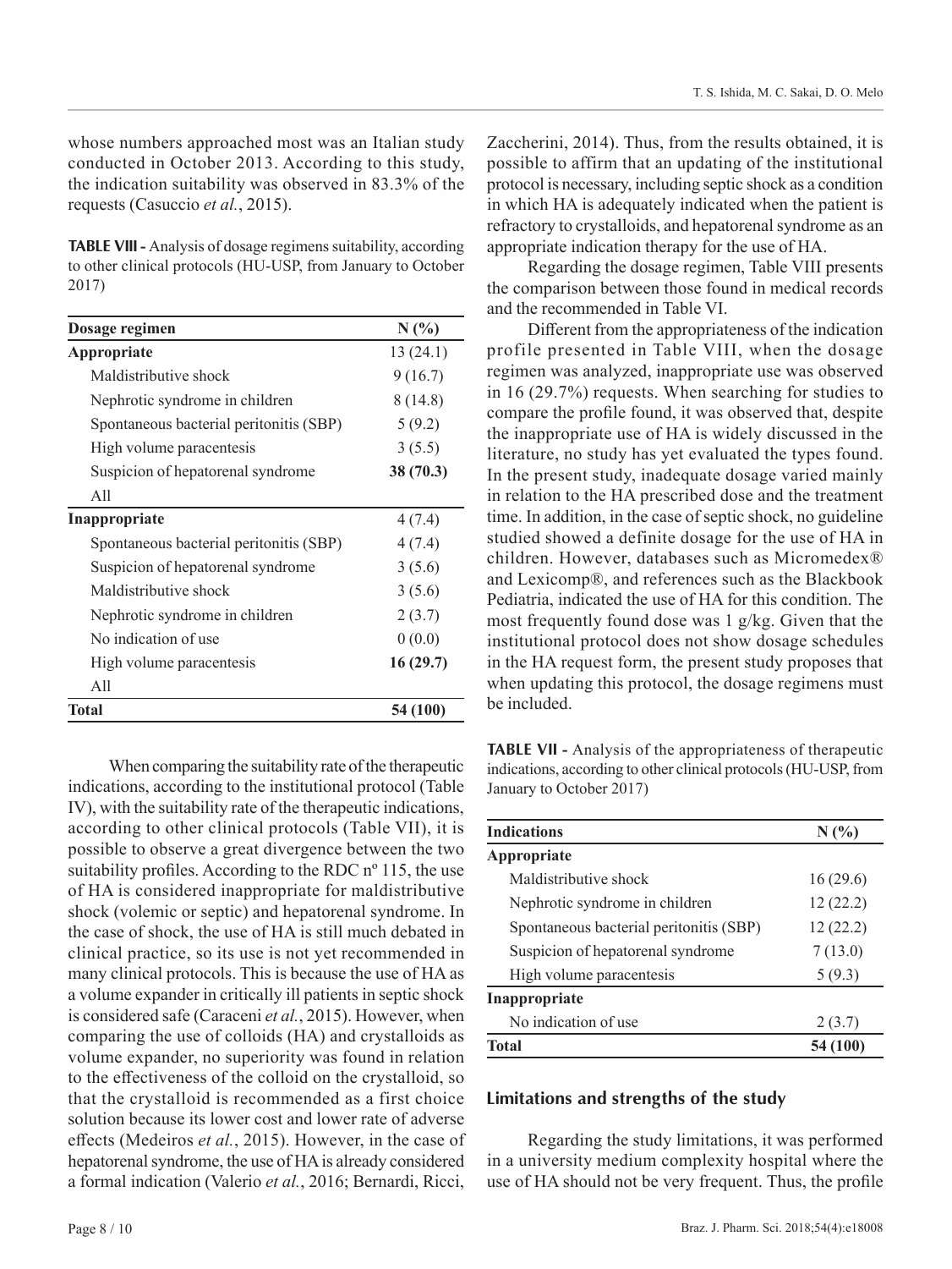whose numbers approached most was an Italian study conducted in October 2013. According to this study, the indication suitability was observed in 83.3% of the requests (Casuccio *et al.*, 2015).

**TABLE VIII -** Analysis of dosage regimens suitability, according to other clinical protocols (HU-USP, from January to October 2017)

| Dosage regimen | N (%) |
|---|---|
| **Appropriate** | 13 (24.1) |
| Maldistributive shock | 9 (16.7) |
| Nephrotic syndrome in children | 8 (14.8) |
| Spontaneous bacterial peritonitis (SBP) | 5 (9.2) |
| High volume paracentesis | 3 (5.5) |
| Suspicion of hepatorenal syndrome | **38 (70.3)** |
| All | |
| **Inappropriate** | 4 (7.4) |
| Spontaneous bacterial peritonitis (SBP) | 4 (7.4) |
| Suspicion of hepatorenal syndrome | 3 (5.6) |
| Maldistributive shock | 3 (5.6) |
| Nephrotic syndrome in children | 2 (3.7) |
| No indication of use | 0 (0.0) |
| High volume paracentesis | **16 (29.7)** |
| All | |
| **Total** | **54 (100)** |

When comparing the suitability rate of the therapeutic indications, according to the institutional protocol (Table IV), with the suitability rate of the therapeutic indications, according to other clinical protocols (Table VII), it is possible to observe a great divergence between the two suitability profiles. According to the RDC nº 115, the use of HA is considered inappropriate for maldistributive shock (volemic or septic) and hepatorenal syndrome. In the case of shock, the use of HA is still much debated in clinical practice, so its use is not yet recommended in many clinical protocols. This is because the use of HA as a volume expander in critically ill patients in septic shock is considered safe (Caraceni *et al.*, 2015). However, when comparing the use of colloids (HA) and crystalloids as volume expander, no superiority was found in relation to the effectiveness of the colloid on the crystalloid, so that the crystalloid is recommended as a first choice solution because its lower cost and lower rate of adverse effects (Medeiros *et al.*, 2015). However, in the case of hepatorenal syndrome, the use of HA is already considered a formal indication (Valerio *et al.*, 2016; Bernardi, Ricci, Zaccherini, 2014). Thus, from the results obtained, it is possible to affirm that an updating of the institutional protocol is necessary, including septic shock as a condition in which HA is adequately indicated when the patient is refractory to crystalloids, and hepatorenal syndrome as an appropriate indication therapy for the use of HA.

Regarding the dosage regimen, Table VIII presents the comparison between those found in medical records and the recommended in Table VI.

Different from the appropriateness of the indication profile presented in Table VIII, when the dosage regimen was analyzed, inappropriate use was observed in 16 (29.7%) requests. When searching for studies to compare the profile found, it was observed that, despite the inappropriate use of HA is widely discussed in the literature, no study has yet evaluated the types found. In the present study, inadequate dosage varied mainly in relation to the HA prescribed dose and the treatment time. In addition, in the case of septic shock, no guideline studied showed a definite dosage for the use of HA in children. However, databases such as Micromedex® and Lexicomp®, and references such as the Blackbook Pediatria, indicated the use of HA for this condition. The most frequently found dose was 1 g/kg. Given that the institutional protocol does not show dosage schedules in the HA request form, the present study proposes that when updating this protocol, the dosage regimens must be included.

**TABLE VII -** Analysis of the appropriateness of therapeutic indications, according to other clinical protocols (HU-USP, from January to October 2017)

| Indications | N (%) |
|---|---|
| **Appropriate** | |
| Maldistributive shock | 16 (29.6) |
| Nephrotic syndrome in children | 12 (22.2) |
| Spontaneous bacterial peritonitis (SBP) | 12 (22.2) |
| Suspicion of hepatorenal syndrome | 7 (13.0) |
| High volume paracentesis | 5 (9.3) |
| **Inappropriate** | |
| No indication of use | 2 (3.7) |
| **Total** | **54 (100)** |

## Limitations and strengths of the study

Regarding the study limitations, it was performed in a university medium complexity hospital where the use of HA should not be very frequent. Thus, the profile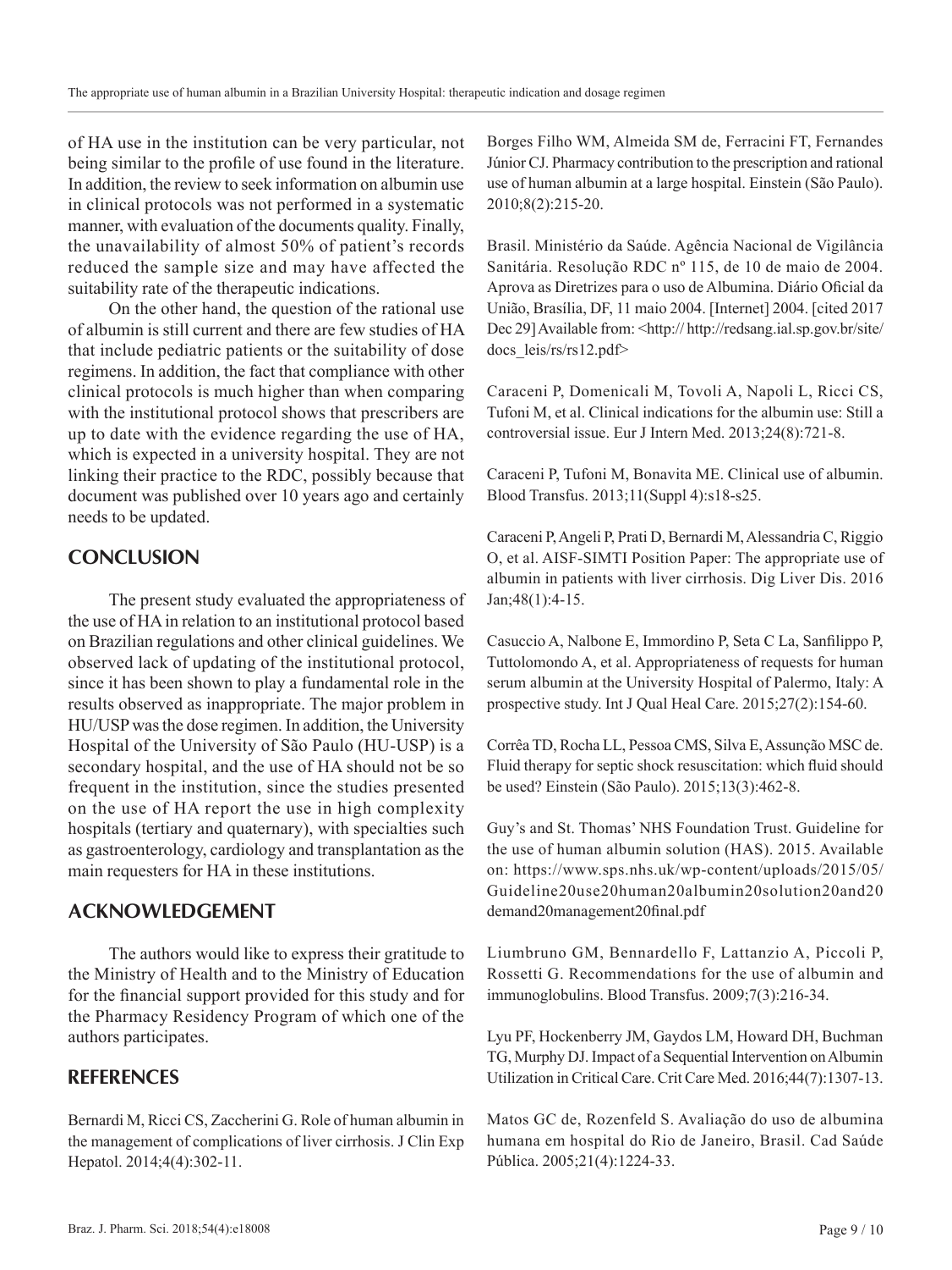of HA use in the institution can be very particular, not being similar to the profile of use found in the literature. In addition, the review to seek information on albumin use in clinical protocols was not performed in a systematic manner, with evaluation of the documents quality. Finally, the unavailability of almost 50% of patient's records reduced the sample size and may have affected the suitability rate of the therapeutic indications.

On the other hand, the question of the rational use of albumin is still current and there are few studies of HA that include pediatric patients or the suitability of dose regimens. In addition, the fact that compliance with other clinical protocols is much higher than when comparing with the institutional protocol shows that prescribers are up to date with the evidence regarding the use of HA, which is expected in a university hospital. They are not linking their practice to the RDC, possibly because that document was published over 10 years ago and certainly needs to be updated.

## CONCLUSION

The present study evaluated the appropriateness of the use of HA in relation to an institutional protocol based on Brazilian regulations and other clinical guidelines. We observed lack of updating of the institutional protocol, since it has been shown to play a fundamental role in the results observed as inappropriate. The major problem in HU/USP was the dose regimen. In addition, the University Hospital of the University of São Paulo (HU-USP) is a secondary hospital, and the use of HA should not be so frequent in the institution, since the studies presented on the use of HA report the use in high complexity hospitals (tertiary and quaternary), with specialties such as gastroenterology, cardiology and transplantation as the main requesters for HA in these institutions.

## ACKNOWLEDGEMENT

The authors would like to express their gratitude to the Ministry of Health and to the Ministry of Education for the financial support provided for this study and for the Pharmacy Residency Program of which one of the authors participates.

## REFERENCES

Bernardi M, Ricci CS, Zaccherini G. Role of human albumin in the management of complications of liver cirrhosis. J Clin Exp Hepatol. 2014;4(4):302-11.

Borges Filho WM, Almeida SM de, Ferracini FT, Fernandes Júnior CJ. Pharmacy contribution to the prescription and rational use of human albumin at a large hospital. Einstein (São Paulo). 2010;8(2):215-20.

Brasil. Ministério da Saúde. Agência Nacional de Vigilância Sanitária. Resolução RDC nº 115, de 10 de maio de 2004. Aprova as Diretrizes para o uso de Albumina. Diário Oficial da União, Brasília, DF, 11 maio 2004. [Internet] 2004. [cited 2017 Dec 29] Available from: <http:// http://redsang.ial.sp.gov.br/site/docs_leis/rs/rs12.pdf>

Caraceni P, Domenicali M, Tovoli A, Napoli L, Ricci CS, Tufoni M, et al. Clinical indications for the albumin use: Still a controversial issue. Eur J Intern Med. 2013;24(8):721-8.

Caraceni P, Tufoni M, Bonavita ME. Clinical use of albumin. Blood Transfus. 2013;11(Suppl 4):s18-s25.

Caraceni P, Angeli P, Prati D, Bernardi M, Alessandria C, Riggio O, et al. AISF-SIMTI Position Paper: The appropriate use of albumin in patients with liver cirrhosis. Dig Liver Dis. 2016 Jan;48(1):4-15.

Casuccio A, Nalbone E, Immordino P, Seta C La, Sanfilippo P, Tuttolomondo A, et al. Appropriateness of requests for human serum albumin at the University Hospital of Palermo, Italy: A prospective study. Int J Qual Heal Care. 2015;27(2):154-60.

Corrêa TD, Rocha LL, Pessoa CMS, Silva E, Assunção MSC de. Fluid therapy for septic shock resuscitation: which fluid should be used? Einstein (São Paulo). 2015;13(3):462-8.

Guy's and St. Thomas' NHS Foundation Trust. Guideline for the use of human albumin solution (HAS). 2015. Available on: https://www.sps.nhs.uk/wp-content/uploads/2015/05/Guideline20use20human20albumin20solution20and20demand20management20final.pdf

Liumbruno GM, Bennardello F, Lattanzio A, Piccoli P, Rossetti G. Recommendations for the use of albumin and immunoglobulins. Blood Transfus. 2009;7(3):216-34.

Lyu PF, Hockenberry JM, Gaydos LM, Howard DH, Buchman TG, Murphy DJ. Impact of a Sequential Intervention on Albumin Utilization in Critical Care. Crit Care Med. 2016;44(7):1307-13.

Matos GC de, Rozenfeld S. Avaliação do uso de albumina humana em hospital do Rio de Janeiro, Brasil. Cad Saúde Pública. 2005;21(4):1224-33.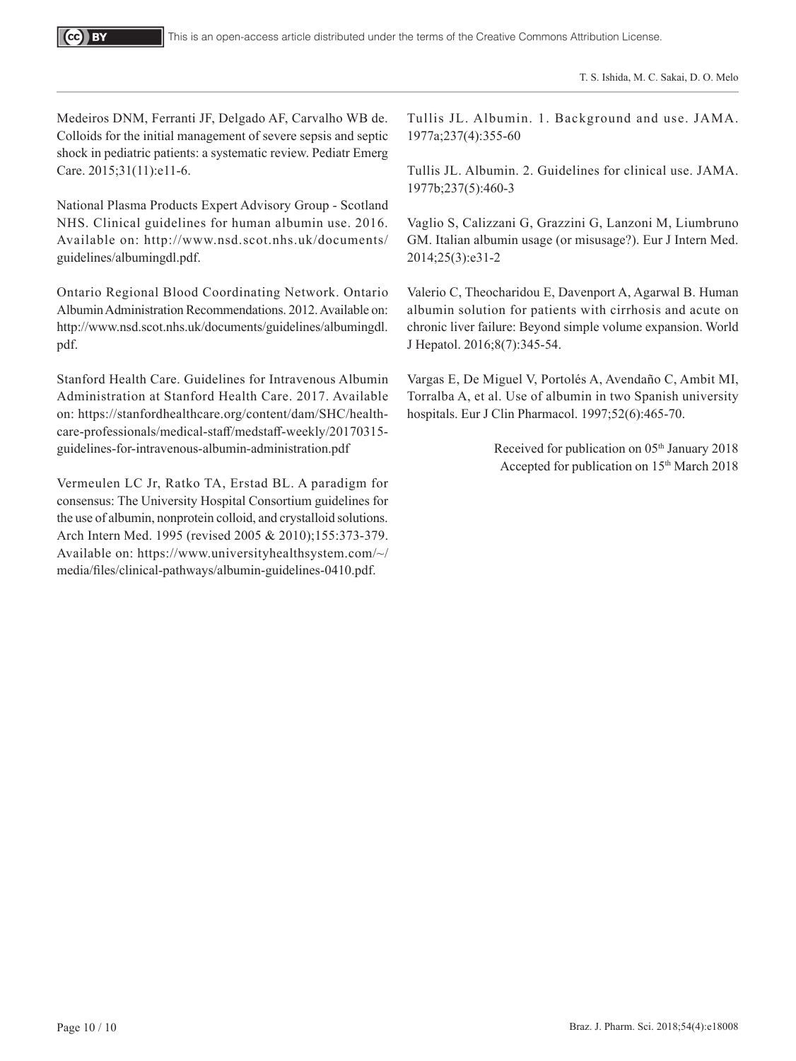Medeiros DNM, Ferranti JF, Delgado AF, Carvalho WB de. Colloids for the initial management of severe sepsis and septic shock in pediatric patients: a systematic review. Pediatr Emerg Care. 2015;31(11):e11-6.

National Plasma Products Expert Advisory Group - Scotland NHS. Clinical guidelines for human albumin use. 2016. Available on: http://www.nsd.scot.nhs.uk/documents/guidelines/albumingdl.pdf.

Ontario Regional Blood Coordinating Network. Ontario Albumin Administration Recommendations. 2012. Available on: http://www.nsd.scot.nhs.uk/documents/guidelines/albumingdl.pdf.

Stanford Health Care. Guidelines for Intravenous Albumin Administration at Stanford Health Care. 2017. Available on: https://stanfordhealthcare.org/content/dam/SHC/health-care-professionals/medical-staff/medstaff-weekly/20170315-guidelines-for-intravenous-albumin-administration.pdf

Vermeulen LC Jr, Ratko TA, Erstad BL. A paradigm for consensus: The University Hospital Consortium guidelines for the use of albumin, nonprotein colloid, and crystalloid solutions. Arch Intern Med. 1995 (revised 2005 & 2010);155:373-379. Available on: https://www.universityhealthsystem.com/~/media/files/clinical-pathways/albumin-guidelines-0410.pdf.

Tullis JL. Albumin. 1. Background and use. JAMA. 1977a;237(4):355-60

Tullis JL. Albumin. 2. Guidelines for clinical use. JAMA. 1977b;237(5):460-3

Vaglio S, Calizzani G, Grazzini G, Lanzoni M, Liumbruno GM. Italian albumin usage (or misusage?). Eur J Intern Med. 2014;25(3):e31-2

Valerio C, Theocharidou E, Davenport A, Agarwal B. Human albumin solution for patients with cirrhosis and acute on chronic liver failure: Beyond simple volume expansion. World J Hepatol. 2016;8(7):345-54.

Vargas E, De Miguel V, Portolés A, Avendaño C, Ambit MI, Torralba A, et al. Use of albumin in two Spanish university hospitals. Eur J Clin Pharmacol. 1997;52(6):465-70.

Received for publication on 05th January 2018
Accepted for publication on 15th March 2018